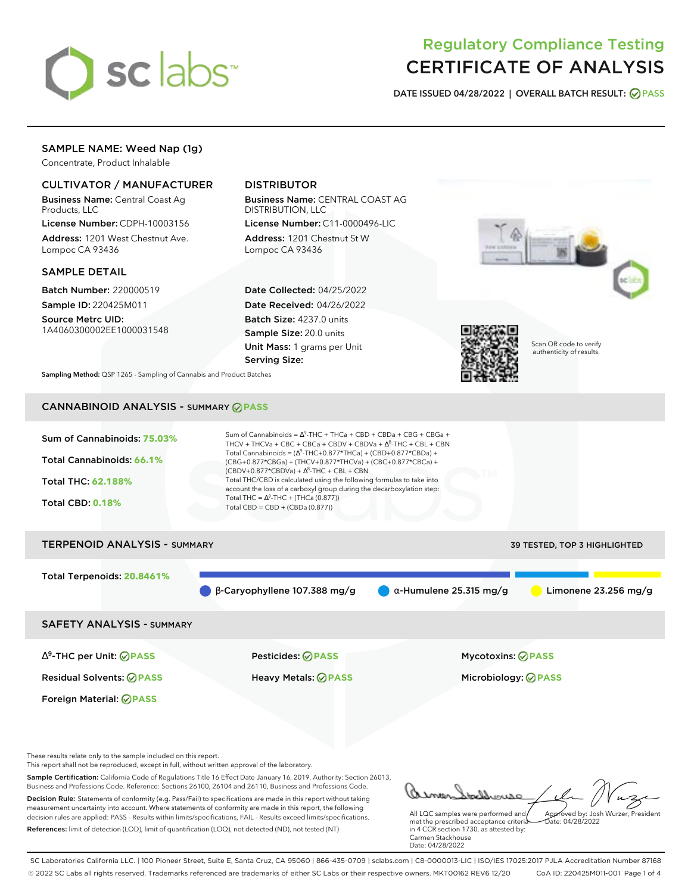# Regulatory Compliance Testing
# CERTIFICATE OF ANALYSIS

**DATE ISSUED 04/28/2022 | OVERALL BATCH RESULT: PASS**

## SAMPLE NAME: Weed Nap (1g)

Concentrate, Product Inhalable

### CULTIVATOR / MANUFACTURER

**Business Name:** Central Coast Ag Products, LLC

**License Number:** CDPH-10003156

**Address:** 1201 West Chestnut Ave. Lompoc CA 93436

### DISTRIBUTOR

**Business Name:** CENTRAL COAST AG DISTRIBUTION, LLC

**License Number:** C11-0000496-LIC

**Address:** 1201 Chestnut St W Lompoc CA 93436

### SAMPLE DETAIL

**Batch Number:** 220000519

**Sample ID:** 220425M011

**Source Metrc UID:** 1A4060300002EE1000031548

**Date Collected:** 04/25/2022

**Date Received:** 04/26/2022

**Batch Size:** 4237.0 units

**Sample Size:** 20.0 units

**Unit Mass:** 1 grams per Unit

**Serving Size:**

Scan QR code to verify authenticity of results.

**Sampling Method:** QSP 1265 - Sampling of Cannabis and Product Batches

## CANNABINOID ANALYSIS - SUMMARY PASS

**Sum of Cannabinoids: 75.03%**

**Total Cannabinoids: 66.1%**

**Total THC: 62.188%**

**Total CBD: 0.18%**

Sum of Cannabinoids = $\Delta^9$-THC + THCa + CBD + CBDa + CBG + CBGa + THCV + THCVa + CBC + CBCa + CBDV + CBDVa + $\Delta^8$-THC + CBL + CBN

Total Cannabinoids = ($\Delta^9$-THC+0.877*THCa) + (CBD+0.877*CBDa) + (CBG+0.877*CBGa) + (THCV+0.877*THCVa) + (CBC+0.877*CBCa) + (CBDV+0.877*CBDVa) + $\Delta^8$-THC + CBL + CBN

Total THC/CBD is calculated using the following formulas to take into account the loss of a carboxyl group during the decarboxylation step:

Total THC = $\Delta^9$-THC + (THCa (0.877))

Total CBD = CBD + (CBDa (0.877))

## TERPENOID ANALYSIS - SUMMARY

39 TESTED, TOP 3 HIGHLIGHTED

**Total Terpenoids: 20.8461%**

β-Caryophyllene 107.388 mg/g | α-Humulene 25.315 mg/g | Limonene 23.256 mg/g

## SAFETY ANALYSIS - SUMMARY

| | | |
|---|---|---|
| $\Delta^9$-THC per Unit: PASS | Pesticides: PASS | Mycotoxins: PASS |
| Residual Solvents: PASS | Heavy Metals: PASS | Microbiology: PASS |
| Foreign Material: PASS | | |

These results relate only to the sample included on this report.
This report shall not be reproduced, except in full, without written approval of the laboratory.

**Sample Certification:** California Code of Regulations Title 16 Effect Date January 16, 2019. Authority: Section 26013, Business and Professions Code. Reference: Sections 26100, 26104 and 26110, Business and Professions Code.

**Decision Rule:** Statements of conformity (e.g. Pass/Fail) to specifications are made in this report without taking measurement uncertainty into account. Where statements of conformity are made in this report, the following decision rules are applied: PASS - Results within limits/specifications, FAIL - Results exceed limits/specifications.

**References:** limit of detection (LOD), limit of quantification (LOQ), not detected (ND), not tested (NT)

All LQC samples were performed and met the prescribed acceptance criteria in 4 CCR section 1730, as attested by: Carmen Stackhouse
Date: 04/28/2022

Approved by: Josh Wurzer, President
Date: 04/28/2022

SC Laboratories California LLC. | 100 Pioneer Street, Suite E, Santa Cruz, CA 95060 | 866-435-0709 | sclabs.com | C8-0000013-LIC | ISO/IES 17025:2017 PJLA Accreditation Number 87168
© 2022 SC Labs all rights reserved. Trademarks referenced are trademarks of either SC Labs or their respective owners. MKT00162 REV6 12/20 CoA ID: 220425M011-001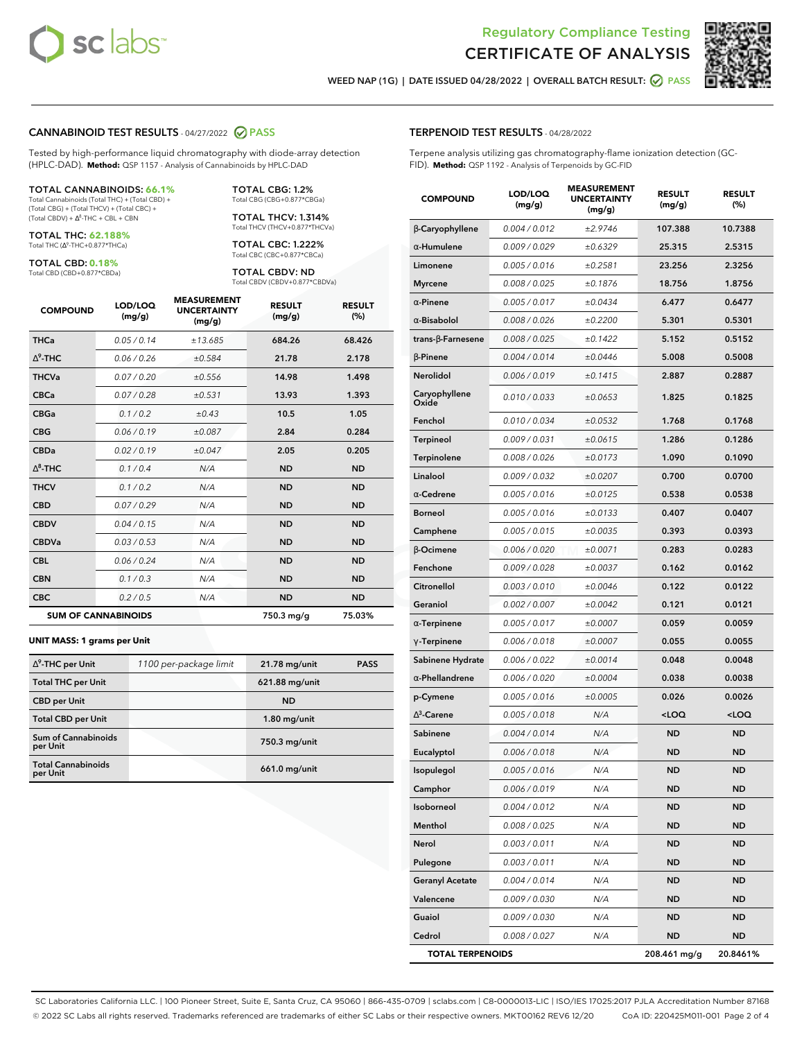Regulatory Compliance Testing
CERTIFICATE OF ANALYSIS

WEED NAP (1G) | DATE ISSUED 04/28/2022 | OVERALL BATCH RESULT: PASS

## CANNABINOID TEST RESULTS - 04/27/2022 PASS

Tested by high-performance liquid chromatography with diode-array detection (HPLC-DAD). **Method:** QSP 1157 - Analysis of Cannabinoids by HPLC-DAD

**TOTAL CANNABINOIDS: 66.1%**
Total Cannabinoids (Total THC) + (Total CBD) + (Total CBG) + (Total THCV) + (Total CBC) + (Total CBDV) + $\Delta^8$-THC + CBL + CBN

**TOTAL THC: 62.188%**
Total THC ($\Delta^9$-THC+0.877*THCa)

**TOTAL CBD: 0.18%**
Total CBD (CBD+0.877*CBDa)

**TOTAL CBG: 1.2%**
Total CBG (CBG+0.877*CBGa)

**TOTAL THCV: 1.314%**
Total THCV (THCV+0.877*THCVa)

**TOTAL CBC: 1.222%**
Total CBC (CBC+0.877*CBCa)

**TOTAL CBDV: ND**
Total CBDV (CBDV+0.877*CBDVa)

| COMPOUND | LOD/LOQ (mg/g) | MEASUREMENT UNCERTAINTY (mg/g) | RESULT (mg/g) | RESULT (%) |
|---|---|---|---|---|
| THCa | 0.05 / 0.14 | ±13.685 | 684.26 | 68.426 |
| $\Delta^9$-THC | 0.06 / 0.26 | ±0.584 | 21.78 | 2.178 |
| THCVa | 0.07 / 0.20 | ±0.556 | 14.98 | 1.498 |
| CBCa | 0.07 / 0.28 | ±0.531 | 13.93 | 1.393 |
| CBGa | 0.1 / 0.2 | ±0.43 | 10.5 | 1.05 |
| CBG | 0.06 / 0.19 | ±0.087 | 2.84 | 0.284 |
| CBDa | 0.02 / 0.19 | ±0.047 | 2.05 | 0.205 |
| $\Delta^8$-THC | 0.1 / 0.4 | N/A | ND | ND |
| THCV | 0.1 / 0.2 | N/A | ND | ND |
| CBD | 0.07 / 0.29 | N/A | ND | ND |
| CBDV | 0.04 / 0.15 | N/A | ND | ND |
| CBDVa | 0.03 / 0.53 | N/A | ND | ND |
| CBL | 0.06 / 0.24 | N/A | ND | ND |
| CBN | 0.1 / 0.3 | N/A | ND | ND |
| CBC | 0.2 / 0.5 | N/A | ND | ND |
| **SUM OF CANNABINOIDS** | | | 750.3 mg/g | 75.03% |

**UNIT MASS: 1 grams per Unit**

| | | | |
|---|---|---|---|
| $\Delta^9$-THC per Unit | 1100 per-package limit | 21.78 mg/unit | PASS |
| Total THC per Unit | | 621.88 mg/unit | |
| CBD per Unit | | ND | |
| Total CBD per Unit | | 1.80 mg/unit | |
| Sum of Cannabinoids per Unit | | 750.3 mg/unit | |
| Total Cannabinoids per Unit | | 661.0 mg/unit | |

## TERPENOID TEST RESULTS - 04/28/2022

Terpene analysis utilizing gas chromatography-flame ionization detection (GC-FID). **Method:** QSP 1192 - Analysis of Terpenoids by GC-FID

| COMPOUND | LOD/LOQ (mg/g) | MEASUREMENT UNCERTAINTY (mg/g) | RESULT (mg/g) | RESULT (%) |
|---|---|---|---|---|
| β-Caryophyllene | 0.004 / 0.012 | ±2.9746 | 107.388 | 10.7388 |
| α-Humulene | 0.009 / 0.029 | ±0.6329 | 25.315 | 2.5315 |
| Limonene | 0.005 / 0.016 | ±0.2581 | 23.256 | 2.3256 |
| Myrcene | 0.008 / 0.025 | ±0.1876 | 18.756 | 1.8756 |
| α-Pinene | 0.005 / 0.017 | ±0.0434 | 6.477 | 0.6477 |
| α-Bisabolol | 0.008 / 0.026 | ±0.2200 | 5.301 | 0.5301 |
| trans-β-Farnesene | 0.008 / 0.025 | ±0.1422 | 5.152 | 0.5152 |
| β-Pinene | 0.004 / 0.014 | ±0.0446 | 5.008 | 0.5008 |
| Nerolidol | 0.006 / 0.019 | ±0.1415 | 2.887 | 0.2887 |
| Caryophyllene Oxide | 0.010 / 0.033 | ±0.0653 | 1.825 | 0.1825 |
| Fenchol | 0.010 / 0.034 | ±0.0532 | 1.768 | 0.1768 |
| Terpineol | 0.009 / 0.031 | ±0.0615 | 1.286 | 0.1286 |
| Terpinolene | 0.008 / 0.026 | ±0.0173 | 1.090 | 0.1090 |
| Linalool | 0.009 / 0.032 | ±0.0207 | 0.700 | 0.0700 |
| α-Cedrene | 0.005 / 0.016 | ±0.0125 | 0.538 | 0.0538 |
| Borneol | 0.005 / 0.016 | ±0.0133 | 0.407 | 0.0407 |
| Camphene | 0.005 / 0.015 | ±0.0035 | 0.393 | 0.0393 |
| β-Ocimene | 0.006 / 0.020 | ±0.0071 | 0.283 | 0.0283 |
| Fenchone | 0.009 / 0.028 | ±0.0037 | 0.162 | 0.0162 |
| Citronellol | 0.003 / 0.010 | ±0.0046 | 0.122 | 0.0122 |
| Geraniol | 0.002 / 0.007 | ±0.0042 | 0.121 | 0.0121 |
| α-Terpinene | 0.005 / 0.017 | ±0.0007 | 0.059 | 0.0059 |
| γ-Terpinene | 0.006 / 0.018 | ±0.0007 | 0.055 | 0.0055 |
| Sabinene Hydrate | 0.006 / 0.022 | ±0.0014 | 0.048 | 0.0048 |
| α-Phellandrene | 0.006 / 0.020 | ±0.0004 | 0.038 | 0.0038 |
| p-Cymene | 0.005 / 0.016 | ±0.0005 | 0.026 | 0.0026 |
| $\Delta^3$-Carene | 0.005 / 0.018 | N/A | <LOQ | <LOQ |
| Sabinene | 0.004 / 0.014 | N/A | ND | ND |
| Eucalyptol | 0.006 / 0.018 | N/A | ND | ND |
| Isopulegol | 0.005 / 0.016 | N/A | ND | ND |
| Camphor | 0.006 / 0.019 | N/A | ND | ND |
| Isoborneol | 0.004 / 0.012 | N/A | ND | ND |
| Menthol | 0.008 / 0.025 | N/A | ND | ND |
| Nerol | 0.003 / 0.011 | N/A | ND | ND |
| Pulegone | 0.003 / 0.011 | N/A | ND | ND |
| Geranyl Acetate | 0.004 / 0.014 | N/A | ND | ND |
| Valencene | 0.009 / 0.030 | N/A | ND | ND |
| Guaiol | 0.009 / 0.030 | N/A | ND | ND |
| Cedrol | 0.008 / 0.027 | N/A | ND | ND |
| **TOTAL TERPENOIDS** | | | 208.461 mg/g | 20.8461% |

SC Laboratories California LLC. | 100 Pioneer Street, Suite E, Santa Cruz, CA 95060 | 866-435-0709 | sclabs.com | C8-0000013-LIC | ISO/IES 17025:2017 PJLA Accreditation Number 87168
© 2022 SC Labs all rights reserved. Trademarks referenced are trademarks of either SC Labs or their respective owners. MKT00162 REV6 12/20 CoA ID: 220425M011-001